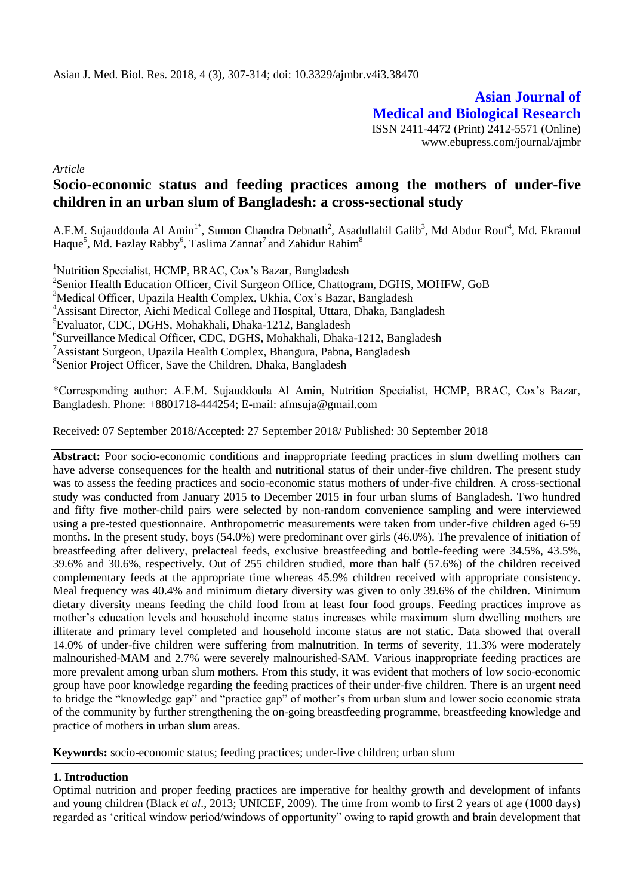# Asian Journal of Medical and Biological Research

ISSN 2411-4472 (Print) 2412-5571 (Online)
www.ebupress.com/journal/ajmbr

*Article*

## Socio-economic status and feeding practices among the mothers of under-five children in an urban slum of Bangladesh: a cross-sectional study

A.F.M. Sujauddoula Al Amin[1*], Sumon Chandra Debnath[2], Asadullahil Galib[3], Md Abdur Rouf[4], Md. Ekramul Haque[5], Md. Fazlay Rabby[6], Taslima Zannat[7] and Zahidur Rahim[8]

[1]Nutrition Specialist, HCMP, BRAC, Cox's Bazar, Bangladesh
[2]Senior Health Education Officer, Civil Surgeon Office, Chattogram, DGHS, MOHFW, GoB
[3]Medical Officer, Upazila Health Complex, Ukhia, Cox's Bazar, Bangladesh
[4]Assisant Director, Aichi Medical College and Hospital, Uttara, Dhaka, Bangladesh
[5]Evaluator, CDC, DGHS, Mohakhali, Dhaka-1212, Bangladesh
[6]Surveillance Medical Officer, CDC, DGHS, Mohakhali, Dhaka-1212, Bangladesh
[7]Assistant Surgeon, Upazila Health Complex, Bhangura, Pabna, Bangladesh
[8]Senior Project Officer, Save the Children, Dhaka, Bangladesh

*Corresponding author: A.F.M. Sujauddoula Al Amin, Nutrition Specialist, HCMP, BRAC, Cox's Bazar, Bangladesh. Phone: +8801718-444254; E-mail: afmsuja@gmail.com

Received: 07 September 2018/Accepted: 27 September 2018/ Published: 30 September 2018

**Abstract:** Poor socio-economic conditions and inappropriate feeding practices in slum dwelling mothers can have adverse consequences for the health and nutritional status of their under-five children. The present study was to assess the feeding practices and socio-economic status mothers of under-five children. A cross-sectional study was conducted from January 2015 to December 2015 in four urban slums of Bangladesh. Two hundred and fifty five mother-child pairs were selected by non-random convenience sampling and were interviewed using a pre-tested questionnaire. Anthropometric measurements were taken from under-five children aged 6-59 months. In the present study, boys (54.0%) were predominant over girls (46.0%). The prevalence of initiation of breastfeeding after delivery, prelacteal feeds, exclusive breastfeeding and bottle-feeding were 34.5%, 43.5%, 39.6% and 30.6%, respectively. Out of 255 children studied, more than half (57.6%) of the children received complementary feeds at the appropriate time whereas 45.9% children received with appropriate consistency. Meal frequency was 40.4% and minimum dietary diversity was given to only 39.6% of the children. Minimum dietary diversity means feeding the child food from at least four food groups. Feeding practices improve as mother's education levels and household income status increases while maximum slum dwelling mothers are illiterate and primary level completed and household income status are not static. Data showed that overall 14.0% of under-five children were suffering from malnutrition. In terms of severity, 11.3% were moderately malnourished-MAM and 2.7% were severely malnourished-SAM. Various inappropriate feeding practices are more prevalent among urban slum mothers. From this study, it was evident that mothers of low socio-economic group have poor knowledge regarding the feeding practices of their under-five children. There is an urgent need to bridge the "knowledge gap" and "practice gap" of mother's from urban slum and lower socio economic strata of the community by further strengthening the on-going breastfeeding programme, breastfeeding knowledge and practice of mothers in urban slum areas.

**Keywords:** socio-economic status; feeding practices; under-five children; urban slum

## 1. Introduction

Optimal nutrition and proper feeding practices are imperative for healthy growth and development of infants and young children (Black *et al*., 2013; UNICEF, 2009). The time from womb to first 2 years of age (1000 days) regarded as 'critical window period/windows of opportunity" owing to rapid growth and brain development that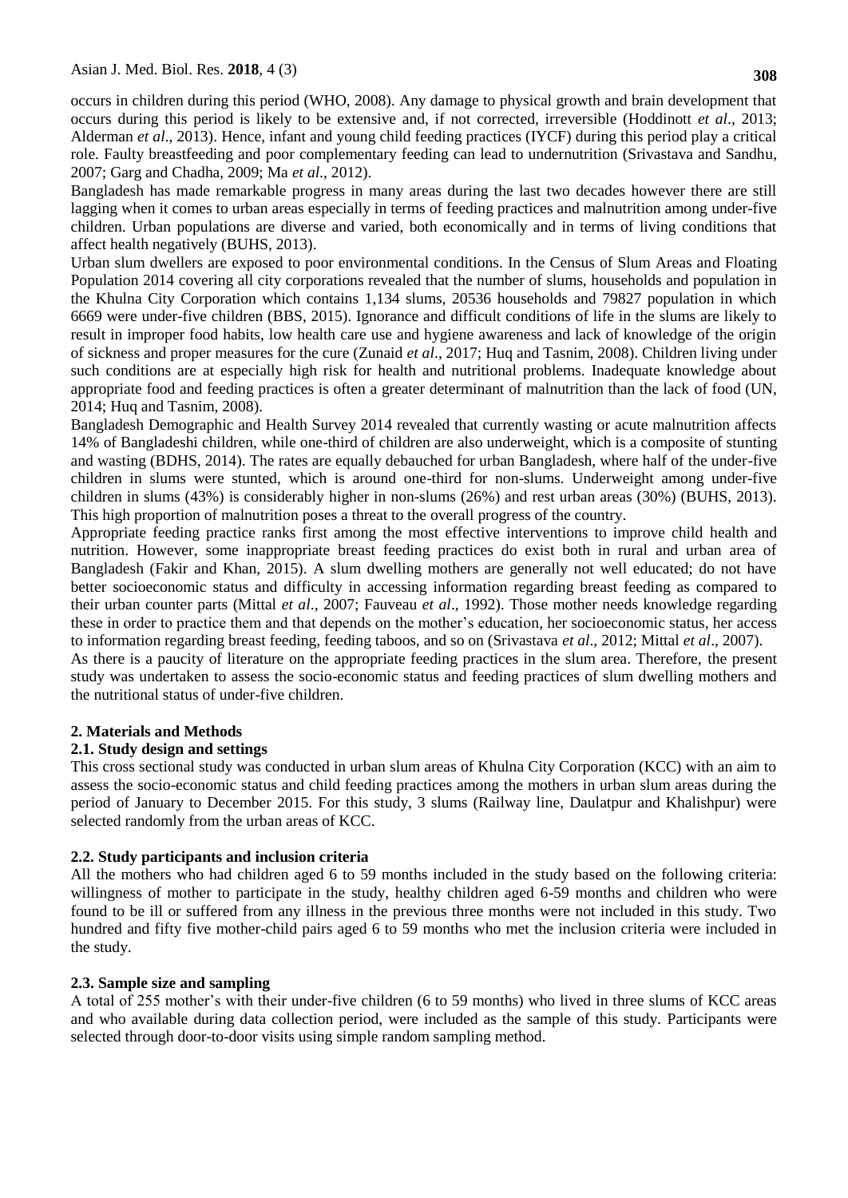occurs in children during this period (WHO, 2008). Any damage to physical growth and brain development that occurs during this period is likely to be extensive and, if not corrected, irreversible (Hoddinott *et al*., 2013; Alderman *et al*., 2013). Hence, infant and young child feeding practices (IYCF) during this period play a critical role. Faulty breastfeeding and poor complementary feeding can lead to undernutrition (Srivastava and Sandhu, 2007; Garg and Chadha, 2009; Ma *et al*., 2012).

Bangladesh has made remarkable progress in many areas during the last two decades however there are still lagging when it comes to urban areas especially in terms of feeding practices and malnutrition among under-five children. Urban populations are diverse and varied, both economically and in terms of living conditions that affect health negatively (BUHS, 2013).

Urban slum dwellers are exposed to poor environmental conditions. In the Census of Slum Areas and Floating Population 2014 covering all city corporations revealed that the number of slums, households and population in the Khulna City Corporation which contains 1,134 slums, 20536 households and 79827 population in which 6669 were under-five children (BBS, 2015). Ignorance and difficult conditions of life in the slums are likely to result in improper food habits, low health care use and hygiene awareness and lack of knowledge of the origin of sickness and proper measures for the cure (Zunaid *et al*., 2017; Huq and Tasnim, 2008). Children living under such conditions are at especially high risk for health and nutritional problems. Inadequate knowledge about appropriate food and feeding practices is often a greater determinant of malnutrition than the lack of food (UN, 2014; Huq and Tasnim, 2008).

Bangladesh Demographic and Health Survey 2014 revealed that currently wasting or acute malnutrition affects 14% of Bangladeshi children, while one-third of children are also underweight, which is a composite of stunting and wasting (BDHS, 2014). The rates are equally debauched for urban Bangladesh, where half of the under-five children in slums were stunted, which is around one-third for non-slums. Underweight among under-five children in slums (43%) is considerably higher in non-slums (26%) and rest urban areas (30%) (BUHS, 2013). This high proportion of malnutrition poses a threat to the overall progress of the country.

Appropriate feeding practice ranks first among the most effective interventions to improve child health and nutrition. However, some inappropriate breast feeding practices do exist both in rural and urban area of Bangladesh (Fakir and Khan, 2015). A slum dwelling mothers are generally not well educated; do not have better socioeconomic status and difficulty in accessing information regarding breast feeding as compared to their urban counter parts (Mittal *et al*., 2007; Fauveau *et al*., 1992). Those mother needs knowledge regarding these in order to practice them and that depends on the mother's education, her socioeconomic status, her access to information regarding breast feeding, feeding taboos, and so on (Srivastava *et al*., 2012; Mittal *et al*., 2007).

As there is a paucity of literature on the appropriate feeding practices in the slum area. Therefore, the present study was undertaken to assess the socio-economic status and feeding practices of slum dwelling mothers and the nutritional status of under-five children.

## 2. Materials and Methods

### 2.1. Study design and settings

This cross sectional study was conducted in urban slum areas of Khulna City Corporation (KCC) with an aim to assess the socio-economic status and child feeding practices among the mothers in urban slum areas during the period of January to December 2015. For this study, 3 slums (Railway line, Daulatpur and Khalishpur) were selected randomly from the urban areas of KCC.

### 2.2. Study participants and inclusion criteria

All the mothers who had children aged 6 to 59 months included in the study based on the following criteria: willingness of mother to participate in the study, healthy children aged 6-59 months and children who were found to be ill or suffered from any illness in the previous three months were not included in this study. Two hundred and fifty five mother-child pairs aged 6 to 59 months who met the inclusion criteria were included in the study.

### 2.3. Sample size and sampling

A total of 255 mother's with their under-five children (6 to 59 months) who lived in three slums of KCC areas and who available during data collection period, were included as the sample of this study. Participants were selected through door-to-door visits using simple random sampling method.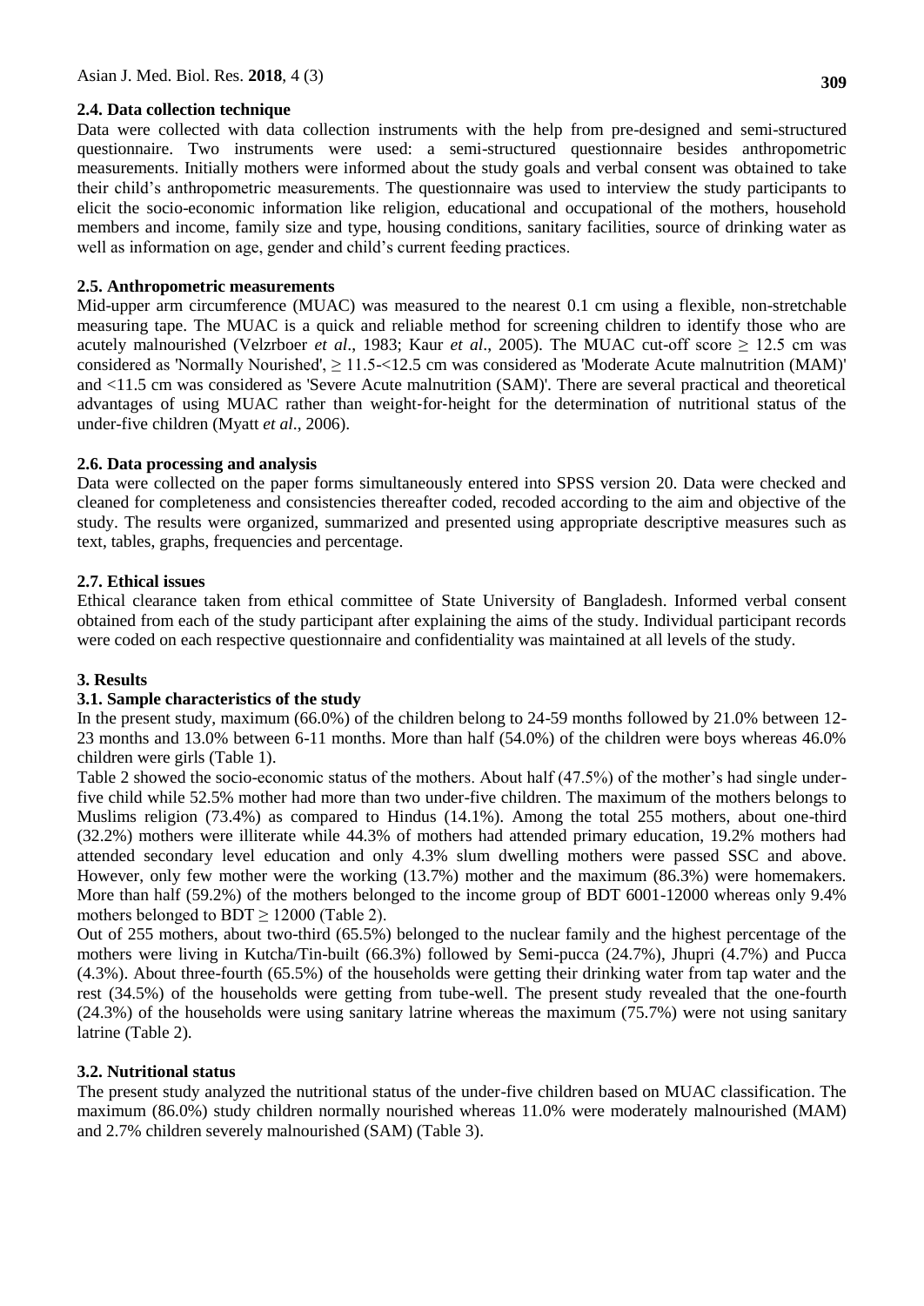### 2.4. Data collection technique

Data were collected with data collection instruments with the help from pre-designed and semi-structured questionnaire. Two instruments were used: a semi-structured questionnaire besides anthropometric measurements. Initially mothers were informed about the study goals and verbal consent was obtained to take their child's anthropometric measurements. The questionnaire was used to interview the study participants to elicit the socio-economic information like religion, educational and occupational of the mothers, household members and income, family size and type, housing conditions, sanitary facilities, source of drinking water as well as information on age, gender and child's current feeding practices.

### 2.5. Anthropometric measurements

Mid-upper arm circumference (MUAC) was measured to the nearest 0.1 cm using a flexible, non-stretchable measuring tape. The MUAC is a quick and reliable method for screening children to identify those who are acutely malnourished (Velzrboer *et al*., 1983; Kaur *et al*., 2005). The MUAC cut-off score ≥ 12.5 cm was considered as 'Normally Nourished', ≥ 11.5-<12.5 cm was considered as 'Moderate Acute malnutrition (MAM)' and <11.5 cm was considered as 'Severe Acute malnutrition (SAM)'. There are several practical and theoretical advantages of using MUAC rather than weight-for-height for the determination of nutritional status of the under-five children (Myatt *et al*., 2006).

### 2.6. Data processing and analysis

Data were collected on the paper forms simultaneously entered into SPSS version 20. Data were checked and cleaned for completeness and consistencies thereafter coded, recoded according to the aim and objective of the study. The results were organized, summarized and presented using appropriate descriptive measures such as text, tables, graphs, frequencies and percentage.

### 2.7. Ethical issues

Ethical clearance taken from ethical committee of State University of Bangladesh. Informed verbal consent obtained from each of the study participant after explaining the aims of the study. Individual participant records were coded on each respective questionnaire and confidentiality was maintained at all levels of the study.

## 3. Results

### 3.1. Sample characteristics of the study

In the present study, maximum (66.0%) of the children belong to 24-59 months followed by 21.0% between 12-23 months and 13.0% between 6-11 months. More than half (54.0%) of the children were boys whereas 46.0% children were girls (Table 1).

Table 2 showed the socio-economic status of the mothers. About half (47.5%) of the mother's had single under-five child while 52.5% mother had more than two under-five children. The maximum of the mothers belongs to Muslims religion (73.4%) as compared to Hindus (14.1%). Among the total 255 mothers, about one-third (32.2%) mothers were illiterate while 44.3% of mothers had attended primary education, 19.2% mothers had attended secondary level education and only 4.3% slum dwelling mothers were passed SSC and above. However, only few mother were the working (13.7%) mother and the maximum (86.3%) were homemakers. More than half (59.2%) of the mothers belonged to the income group of BDT 6001-12000 whereas only 9.4% mothers belonged to BDT ≥ 12000 (Table 2).

Out of 255 mothers, about two-third (65.5%) belonged to the nuclear family and the highest percentage of the mothers were living in Kutcha/Tin-built (66.3%) followed by Semi-pucca (24.7%), Jhupri (4.7%) and Pucca (4.3%). About three-fourth (65.5%) of the households were getting their drinking water from tap water and the rest (34.5%) of the households were getting from tube-well. The present study revealed that the one-fourth (24.3%) of the households were using sanitary latrine whereas the maximum (75.7%) were not using sanitary latrine (Table 2).

### 3.2. Nutritional status

The present study analyzed the nutritional status of the under-five children based on MUAC classification. The maximum (86.0%) study children normally nourished whereas 11.0% were moderately malnourished (MAM) and 2.7% children severely malnourished (SAM) (Table 3).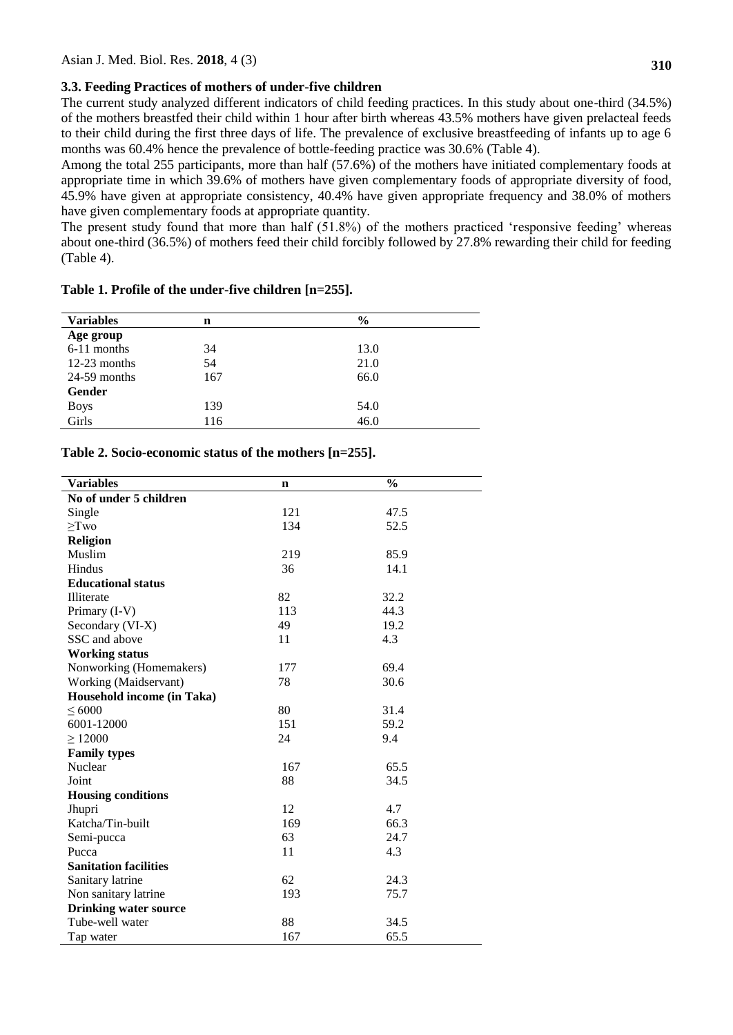### 3.3. Feeding Practices of mothers of under-five children

The current study analyzed different indicators of child feeding practices. In this study about one-third (34.5%) of the mothers breastfed their child within 1 hour after birth whereas 43.5% mothers have given prelacteal feeds to their child during the first three days of life. The prevalence of exclusive breastfeeding of infants up to age 6 months was 60.4% hence the prevalence of bottle-feeding practice was 30.6% (Table 4).

Among the total 255 participants, more than half (57.6%) of the mothers have initiated complementary foods at appropriate time in which 39.6% of mothers have given complementary foods of appropriate diversity of food, 45.9% have given at appropriate consistency, 40.4% have given appropriate frequency and 38.0% of mothers have given complementary foods at appropriate quantity.

The present study found that more than half (51.8%) of the mothers practiced 'responsive feeding' whereas about one-third (36.5%) of mothers feed their child forcibly followed by 27.8% rewarding their child for feeding (Table 4).

**Table 1. Profile of the under-five children [n=255].**

| Variables | n | % |
|---|---|---|
| **Age group** | | |
| 6-11 months | 34 | 13.0 |
| 12-23 months | 54 | 21.0 |
| 24-59 months | 167 | 66.0 |
| **Gender** | | |
| Boys | 139 | 54.0 |
| Girls | 116 | 46.0 |

**Table 2. Socio-economic status of the mothers [n=255].**

| Variables | n | % |
|---|---|---|
| **No of under 5 children** | | |
| Single | 121 | 47.5 |
| ≥Two | 134 | 52.5 |
| **Religion** | | |
| Muslim | 219 | 85.9 |
| Hindus | 36 | 14.1 |
| **Educational status** | | |
| Illiterate | 82 | 32.2 |
| Primary (I-V) | 113 | 44.3 |
| Secondary (VI-X) | 49 | 19.2 |
| SSC and above | 11 | 4.3 |
| **Working status** | | |
| Nonworking (Homemakers) | 177 | 69.4 |
| Working (Maidservant) | 78 | 30.6 |
| **Household income (in Taka)** | | |
| ≤ 6000 | 80 | 31.4 |
| 6001-12000 | 151 | 59.2 |
| ≥ 12000 | 24 | 9.4 |
| **Family types** | | |
| Nuclear | 167 | 65.5 |
| Joint | 88 | 34.5 |
| **Housing conditions** | | |
| Jhupri | 12 | 4.7 |
| Katcha/Tin-built | 169 | 66.3 |
| Semi-pucca | 63 | 24.7 |
| Pucca | 11 | 4.3 |
| **Sanitation facilities** | | |
| Sanitary latrine | 62 | 24.3 |
| Non sanitary latrine | 193 | 75.7 |
| **Drinking water source** | | |
| Tube-well water | 88 | 34.5 |
| Tap water | 167 | 65.5 |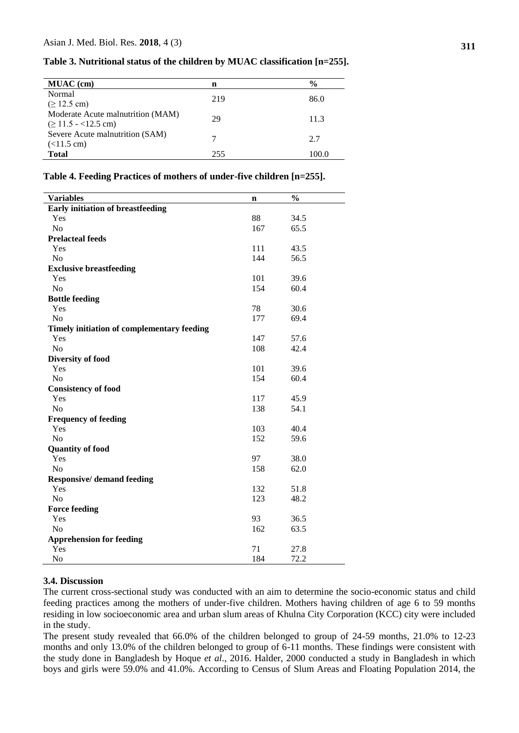**Table 3. Nutritional status of the children by MUAC classification [n=255].**

| MUAC (cm) | n | % |
|---|---|---|
| Normal (≥ 12.5 cm) | 219 | 86.0 |
| Moderate Acute malnutrition (MAM) (≥ 11.5 - <12.5 cm) | 29 | 11.3 |
| Severe Acute malnutrition (SAM) (<11.5 cm) | 7 | 2.7 |
| **Total** | 255 | 100.0 |

**Table 4. Feeding Practices of mothers of under-five children [n=255].**

| Variables | n | % |
|---|---|---|
| **Early initiation of breastfeeding** | | |
| Yes | 88 | 34.5 |
| No | 167 | 65.5 |
| **Prelacteal feeds** | | |
| Yes | 111 | 43.5 |
| No | 144 | 56.5 |
| **Exclusive breastfeeding** | | |
| Yes | 101 | 39.6 |
| No | 154 | 60.4 |
| **Bottle feeding** | | |
| Yes | 78 | 30.6 |
| No | 177 | 69.4 |
| **Timely initiation of complementary feeding** | | |
| Yes | 147 | 57.6 |
| No | 108 | 42.4 |
| **Diversity of food** | | |
| Yes | 101 | 39.6 |
| No | 154 | 60.4 |
| **Consistency of food** | | |
| Yes | 117 | 45.9 |
| No | 138 | 54.1 |
| **Frequency of feeding** | | |
| Yes | 103 | 40.4 |
| No | 152 | 59.6 |
| **Quantity of food** | | |
| Yes | 97 | 38.0 |
| No | 158 | 62.0 |
| **Responsive/ demand feeding** | | |
| Yes | 132 | 51.8 |
| No | 123 | 48.2 |
| **Force feeding** | | |
| Yes | 93 | 36.5 |
| No | 162 | 63.5 |
| **Apprehension for feeding** | | |
| Yes | 71 | 27.8 |
| No | 184 | 72.2 |

### 3.4. Discussion

The current cross-sectional study was conducted with an aim to determine the socio-economic status and child feeding practices among the mothers of under-five children. Mothers having children of age 6 to 59 months residing in low socioeconomic area and urban slum areas of Khulna City Corporation (KCC) city were included in the study.

The present study revealed that 66.0% of the children belonged to group of 24-59 months, 21.0% to 12-23 months and only 13.0% of the children belonged to group of 6-11 months. These findings were consistent with the study done in Bangladesh by Hoque *et al*., 2016. Halder, 2000 conducted a study in Bangladesh in which boys and girls were 59.0% and 41.0%. According to Census of Slum Areas and Floating Population 2014, the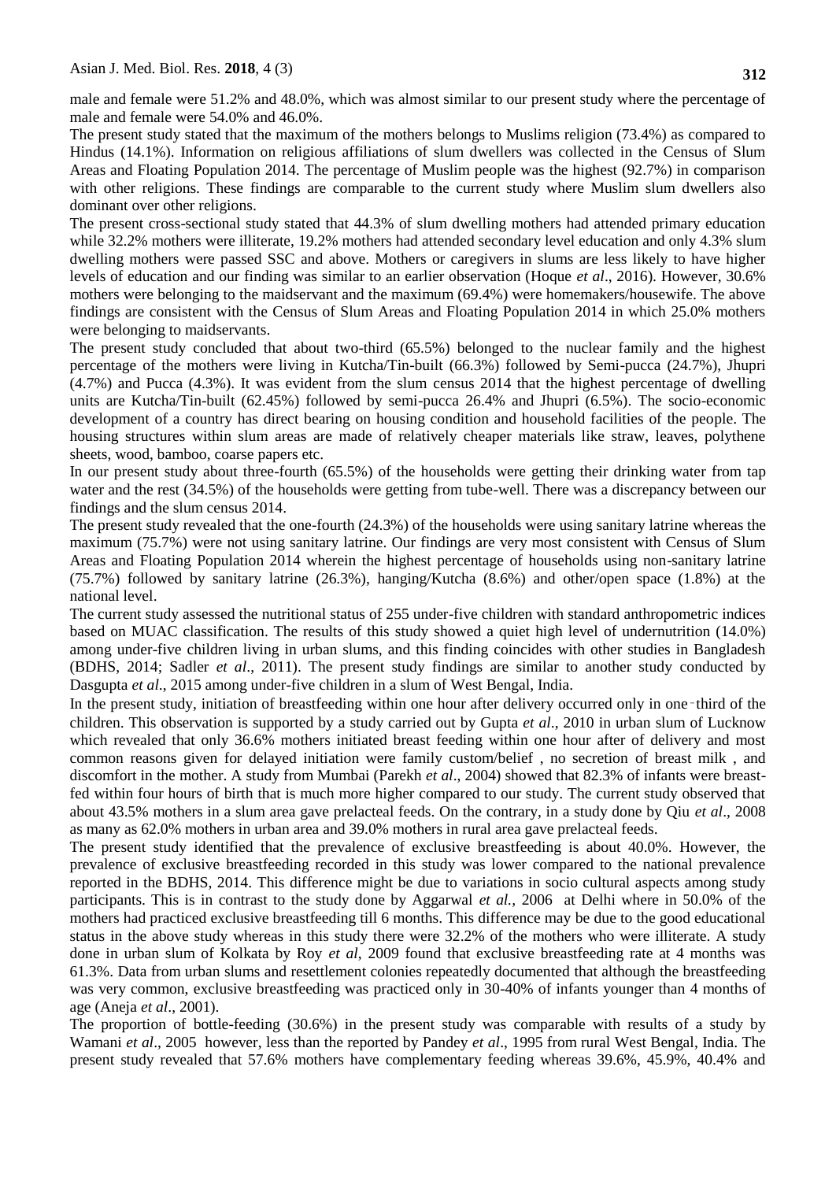male and female were 51.2% and 48.0%, which was almost similar to our present study where the percentage of male and female were 54.0% and 46.0%.

The present study stated that the maximum of the mothers belongs to Muslims religion (73.4%) as compared to Hindus (14.1%). Information on religious affiliations of slum dwellers was collected in the Census of Slum Areas and Floating Population 2014. The percentage of Muslim people was the highest (92.7%) in comparison with other religions. These findings are comparable to the current study where Muslim slum dwellers also dominant over other religions.

The present cross-sectional study stated that 44.3% of slum dwelling mothers had attended primary education while 32.2% mothers were illiterate, 19.2% mothers had attended secondary level education and only 4.3% slum dwelling mothers were passed SSC and above. Mothers or caregivers in slums are less likely to have higher levels of education and our finding was similar to an earlier observation (Hoque *et al*., 2016). However, 30.6% mothers were belonging to the maidservant and the maximum (69.4%) were homemakers/housewife. The above findings are consistent with the Census of Slum Areas and Floating Population 2014 in which 25.0% mothers were belonging to maidservants.

The present study concluded that about two-third (65.5%) belonged to the nuclear family and the highest percentage of the mothers were living in Kutcha/Tin-built (66.3%) followed by Semi-pucca (24.7%), Jhupri (4.7%) and Pucca (4.3%). It was evident from the slum census 2014 that the highest percentage of dwelling units are Kutcha/Tin-built (62.45%) followed by semi-pucca 26.4% and Jhupri (6.5%). The socio-economic development of a country has direct bearing on housing condition and household facilities of the people. The housing structures within slum areas are made of relatively cheaper materials like straw, leaves, polythene sheets, wood, bamboo, coarse papers etc.

In our present study about three-fourth (65.5%) of the households were getting their drinking water from tap water and the rest (34.5%) of the households were getting from tube-well. There was a discrepancy between our findings and the slum census 2014.

The present study revealed that the one-fourth (24.3%) of the households were using sanitary latrine whereas the maximum (75.7%) were not using sanitary latrine. Our findings are very most consistent with Census of Slum Areas and Floating Population 2014 wherein the highest percentage of households using non-sanitary latrine (75.7%) followed by sanitary latrine (26.3%), hanging/Kutcha (8.6%) and other/open space (1.8%) at the national level.

The current study assessed the nutritional status of 255 under-five children with standard anthropometric indices based on MUAC classification. The results of this study showed a quiet high level of undernutrition (14.0%) among under-five children living in urban slums, and this finding coincides with other studies in Bangladesh (BDHS, 2014; Sadler *et al*., 2011). The present study findings are similar to another study conducted by Dasgupta *et al*., 2015 among under-five children in a slum of West Bengal, India.

In the present study, initiation of breastfeeding within one hour after delivery occurred only in one‑third of the children. This observation is supported by a study carried out by Gupta *et al*., 2010 in urban slum of Lucknow which revealed that only 36.6% mothers initiated breast feeding within one hour after of delivery and most common reasons given for delayed initiation were family custom/belief , no secretion of breast milk , and discomfort in the mother. A study from Mumbai (Parekh *et al*., 2004) showed that 82.3% of infants were breast-fed within four hours of birth that is much more higher compared to our study. The current study observed that about 43.5% mothers in a slum area gave prelacteal feeds. On the contrary, in a study done by Qiu *et al*., 2008 as many as 62.0% mothers in urban area and 39.0% mothers in rural area gave prelacteal feeds.

The present study identified that the prevalence of exclusive breastfeeding is about 40.0%. However, the prevalence of exclusive breastfeeding recorded in this study was lower compared to the national prevalence reported in the BDHS, 2014. This difference might be due to variations in socio cultural aspects among study participants. This is in contrast to the study done by Aggarwal *et al.,* 2006 at Delhi where in 50.0% of the mothers had practiced exclusive breastfeeding till 6 months. This difference may be due to the good educational status in the above study whereas in this study there were 32.2% of the mothers who were illiterate. A study done in urban slum of Kolkata by Roy *et al*, 2009 found that exclusive breastfeeding rate at 4 months was 61.3%. Data from urban slums and resettlement colonies repeatedly documented that although the breastfeeding was very common, exclusive breastfeeding was practiced only in 30-40% of infants younger than 4 months of age (Aneja *et al*., 2001).

The proportion of bottle-feeding (30.6%) in the present study was comparable with results of a study by Wamani *et al*., 2005 however, less than the reported by Pandey *et al*., 1995 from rural West Bengal, India. The present study revealed that 57.6% mothers have complementary feeding whereas 39.6%, 45.9%, 40.4% and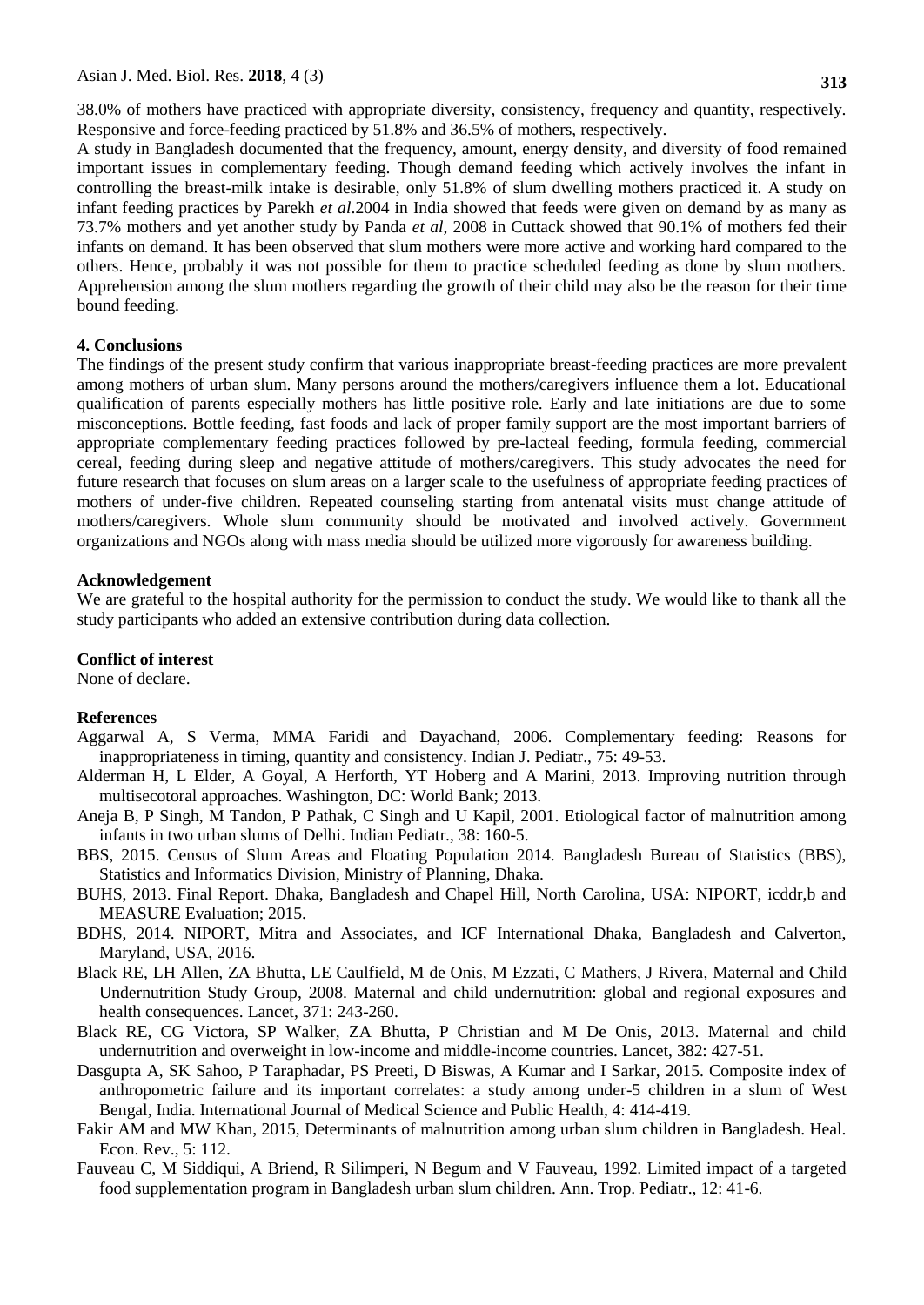38.0% of mothers have practiced with appropriate diversity, consistency, frequency and quantity, respectively. Responsive and force-feeding practiced by 51.8% and 36.5% of mothers, respectively.

A study in Bangladesh documented that the frequency, amount, energy density, and diversity of food remained important issues in complementary feeding. Though demand feeding which actively involves the infant in controlling the breast-milk intake is desirable, only 51.8% of slum dwelling mothers practiced it. A study on infant feeding practices by Parekh *et al*.2004 in India showed that feeds were given on demand by as many as 73.7% mothers and yet another study by Panda *et al*, 2008 in Cuttack showed that 90.1% of mothers fed their infants on demand. It has been observed that slum mothers were more active and working hard compared to the others. Hence, probably it was not possible for them to practice scheduled feeding as done by slum mothers. Apprehension among the slum mothers regarding the growth of their child may also be the reason for their time bound feeding.

## 4. Conclusions

The findings of the present study confirm that various inappropriate breast-feeding practices are more prevalent among mothers of urban slum. Many persons around the mothers/caregivers influence them a lot. Educational qualification of parents especially mothers has little positive role. Early and late initiations are due to some misconceptions. Bottle feeding, fast foods and lack of proper family support are the most important barriers of appropriate complementary feeding practices followed by pre-lacteal feeding, formula feeding, commercial cereal, feeding during sleep and negative attitude of mothers/caregivers. This study advocates the need for future research that focuses on slum areas on a larger scale to the usefulness of appropriate feeding practices of mothers of under-five children. Repeated counseling starting from antenatal visits must change attitude of mothers/caregivers. Whole slum community should be motivated and involved actively. Government organizations and NGOs along with mass media should be utilized more vigorously for awareness building.

## Acknowledgement

We are grateful to the hospital authority for the permission to conduct the study. We would like to thank all the study participants who added an extensive contribution during data collection.

## Conflict of interest

None of declare.

## References

Aggarwal A, S Verma, MMA Faridi and Dayachand, 2006. Complementary feeding: Reasons for inappropriateness in timing, quantity and consistency. Indian J. Pediatr., 75: 49-53.

Alderman H, L Elder, A Goyal, A Herforth, YT Hoberg and A Marini, 2013. Improving nutrition through multisecotoral approaches. Washington, DC: World Bank; 2013.

Aneja B, P Singh, M Tandon, P Pathak, C Singh and U Kapil, 2001. Etiological factor of malnutrition among infants in two urban slums of Delhi. Indian Pediatr., 38: 160-5.

BBS, 2015. Census of Slum Areas and Floating Population 2014. Bangladesh Bureau of Statistics (BBS), Statistics and Informatics Division, Ministry of Planning, Dhaka.

BUHS, 2013. Final Report. Dhaka, Bangladesh and Chapel Hill, North Carolina, USA: NIPORT, icddr,b and MEASURE Evaluation; 2015.

BDHS, 2014. NIPORT, Mitra and Associates, and ICF International Dhaka, Bangladesh and Calverton, Maryland, USA, 2016.

Black RE, LH Allen, ZA Bhutta, LE Caulfield, M de Onis, M Ezzati, C Mathers, J Rivera, Maternal and Child Undernutrition Study Group, 2008. Maternal and child undernutrition: global and regional exposures and health consequences. Lancet, 371: 243-260.

Black RE, CG Victora, SP Walker, ZA Bhutta, P Christian and M De Onis, 2013. Maternal and child undernutrition and overweight in low-income and middle-income countries. Lancet, 382: 427-51.

Dasgupta A, SK Sahoo, P Taraphadar, PS Preeti, D Biswas, A Kumar and I Sarkar, 2015. Composite index of anthropometric failure and its important correlates: a study among under-5 children in a slum of West Bengal, India. International Journal of Medical Science and Public Health, 4: 414-419.

Fakir AM and MW Khan, 2015, Determinants of malnutrition among urban slum children in Bangladesh. Heal. Econ. Rev., 5: 112.

Fauveau C, M Siddiqui, A Briend, R Silimperi, N Begum and V Fauveau, 1992. Limited impact of a targeted food supplementation program in Bangladesh urban slum children. Ann. Trop. Pediatr., 12: 41-6.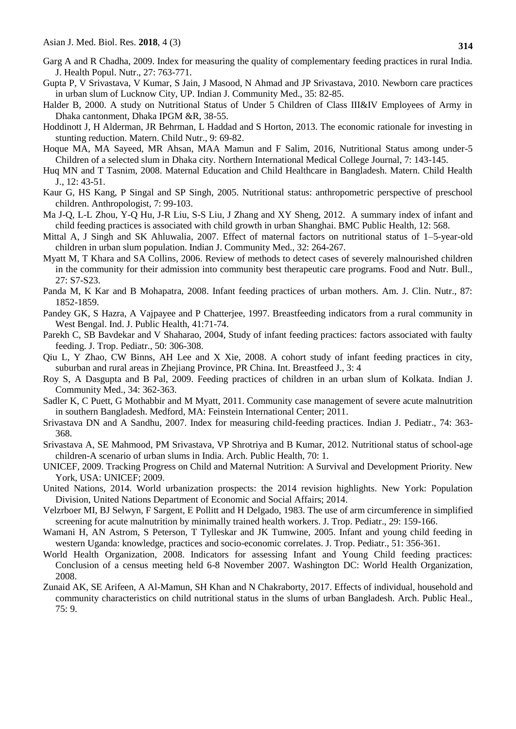Garg A and R Chadha, 2009. Index for measuring the quality of complementary feeding practices in rural India. J. Health Popul. Nutr., 27: 763-771.

Gupta P, V Srivastava, V Kumar, S Jain, J Masood, N Ahmad and JP Srivastava, 2010. Newborn care practices in urban slum of Lucknow City, UP. Indian J. Community Med., 35: 82-85.

Halder B, 2000. A study on Nutritional Status of Under 5 Children of Class III&IV Employees of Army in Dhaka cantonment, Dhaka IPGM &R, 38-55.

Hoddinott J, H Alderman, JR Behrman, L Haddad and S Horton, 2013. The economic rationale for investing in stunting reduction. Matern. Child Nutr., 9: 69-82.

Hoque MA, MA Sayeed, MR Ahsan, MAA Mamun and F Salim, 2016, Nutritional Status among under-5 Children of a selected slum in Dhaka city. Northern International Medical College Journal, 7: 143-145.

Huq MN and T Tasnim, 2008. Maternal Education and Child Healthcare in Bangladesh. Matern. Child Health J., 12: 43-51.

Kaur G, HS Kang, P Singal and SP Singh, 2005. Nutritional status: anthropometric perspective of preschool children. Anthropologist, 7: 99-103.

Ma J-Q, L-L Zhou, Y-Q Hu, J-R Liu, S-S Liu, J Zhang and XY Sheng, 2012. A summary index of infant and child feeding practices is associated with child growth in urban Shanghai. BMC Public Health, 12: 568.

Mittal A, J Singh and SK Ahluwalia, 2007. Effect of maternal factors on nutritional status of 1–5-year-old children in urban slum population. Indian J. Community Med., 32: 264-267.

Myatt M, T Khara and SA Collins, 2006. Review of methods to detect cases of severely malnourished children in the community for their admission into community best therapeutic care programs. Food and Nutr. Bull., 27: S7-S23.

Panda M, K Kar and B Mohapatra, 2008. Infant feeding practices of urban mothers. Am. J. Clin. Nutr., 87: 1852-1859.

Pandey GK, S Hazra, A Vajpayee and P Chatterjee, 1997. Breastfeeding indicators from a rural community in West Bengal. Ind. J. Public Health, 41:71-74.

Parekh C, SB Bavdekar and V Shaharao, 2004, Study of infant feeding practices: factors associated with faulty feeding. J. Trop. Pediatr., 50: 306-308.

Qiu L, Y Zhao, CW Binns, AH Lee and X Xie, 2008. A cohort study of infant feeding practices in city, suburban and rural areas in Zhejiang Province, PR China. Int. Breastfeed J., 3: 4

Roy S, A Dasgupta and B Pal, 2009. Feeding practices of children in an urban slum of Kolkata. Indian J. Community Med., 34: 362-363.

Sadler K, C Puett, G Mothabbir and M Myatt, 2011. Community case management of severe acute malnutrition in southern Bangladesh. Medford, MA: Feinstein International Center; 2011.

Srivastava DN and A Sandhu, 2007. Index for measuring child-feeding practices. Indian J. Pediatr., 74: 363-368.

Srivastava A, SE Mahmood, PM Srivastava, VP Shrotriya and B Kumar, 2012. Nutritional status of school-age children-A scenario of urban slums in India. Arch. Public Health, 70: 1.

UNICEF, 2009. Tracking Progress on Child and Maternal Nutrition: A Survival and Development Priority. New York, USA: UNICEF; 2009.

United Nations, 2014. World urbanization prospects: the 2014 revision highlights. New York: Population Division, United Nations Department of Economic and Social Affairs; 2014.

Velzrboer MI, BJ Selwyn, F Sargent, E Pollitt and H Delgado, 1983. The use of arm circumference in simplified screening for acute malnutrition by minimally trained health workers. J. Trop. Pediatr., 29: 159-166.

Wamani H, AN Astrom, S Peterson, T Tylleskar and JK Tumwine, 2005. Infant and young child feeding in western Uganda: knowledge, practices and socio-economic correlates. J. Trop. Pediatr., 51: 356-361.

World Health Organization, 2008. Indicators for assessing Infant and Young Child feeding practices: Conclusion of a census meeting held 6-8 November 2007. Washington DC: World Health Organization, 2008.

Zunaid AK, SE Arifeen, A Al-Mamun, SH Khan and N Chakraborty, 2017. Effects of individual, household and community characteristics on child nutritional status in the slums of urban Bangladesh. Arch. Public Heal., 75: 9.